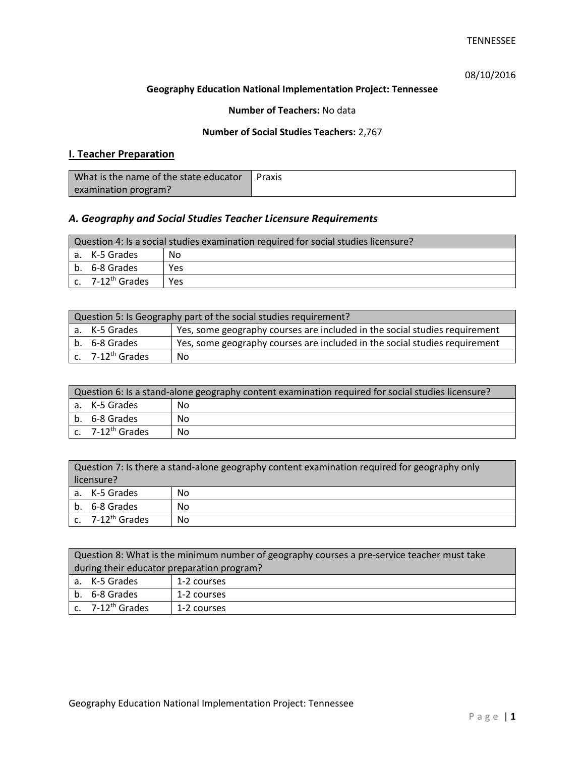08/10/2016

**Geography Education National Implementation Project: Tennessee**

**Number of Teachers:** No data

**Number of Social Studies Teachers:** 2,767

## I. Teacher Preparation

| What is the name of the state educator examination program? | Praxis |
|---|---|

### *A. Geography and Social Studies Teacher Licensure Requirements*

| Question 4: Is a social studies examination required for social studies licensure? | |
|---|---|
| a. K-5 Grades | No |
| b. 6-8 Grades | Yes |
| c. 7-12th Grades | Yes |

| Question 5: Is Geography part of the social studies requirement? | |
|---|---|
| a. K-5 Grades | Yes, some geography courses are included in the social studies requirement |
| b. 6-8 Grades | Yes, some geography courses are included in the social studies requirement |
| c. 7-12th Grades | No |

| Question 6: Is a stand-alone geography content examination required for social studies licensure? | |
|---|---|
| a. K-5 Grades | No |
| b. 6-8 Grades | No |
| c. 7-12th Grades | No |

| Question 7: Is there a stand-alone geography content examination required for geography only licensure? | |
|---|---|
| a. K-5 Grades | No |
| b. 6-8 Grades | No |
| c. 7-12th Grades | No |

| Question 8: What is the minimum number of geography courses a pre-service teacher must take during their educator preparation program? | |
|---|---|
| a. K-5 Grades | 1-2 courses |
| b. 6-8 Grades | 1-2 courses |
| c. 7-12th Grades | 1-2 courses |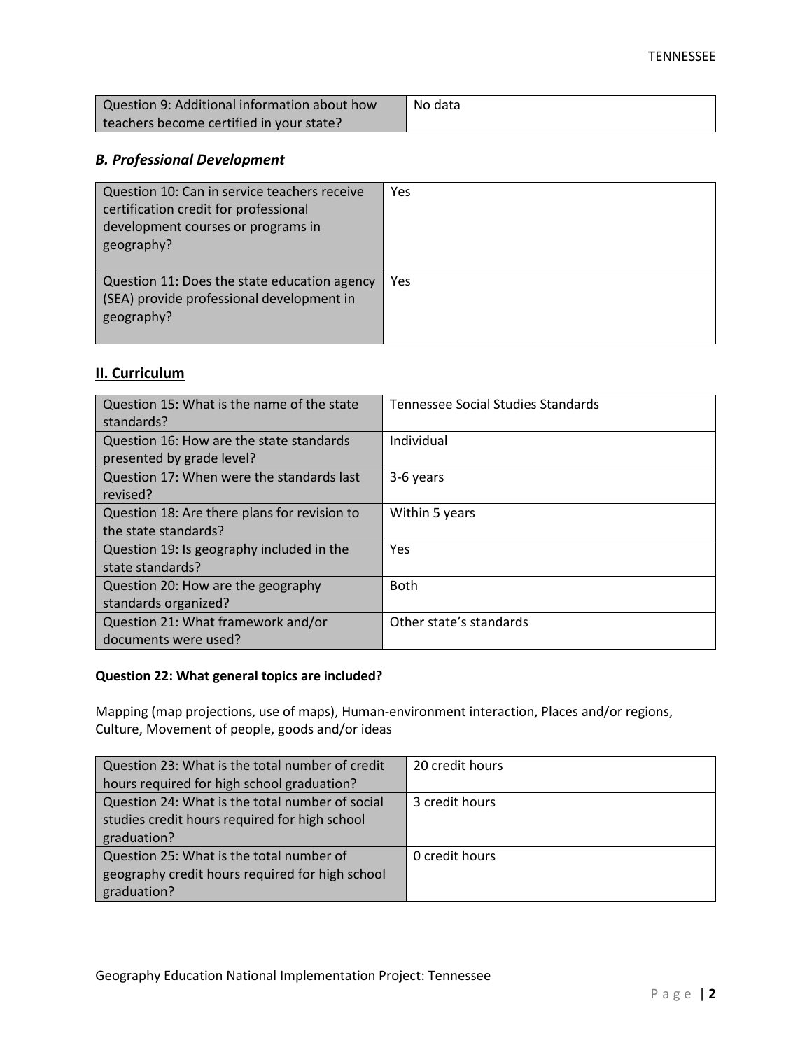| Question 9: Additional information about how teachers become certified in your state? | No data |
| --- | --- |

### *B. Professional Development*

| Question 10: Can in service teachers receive certification credit for professional development courses or programs in geography? | Yes |
| --- | --- |
| Question 11: Does the state education agency (SEA) provide professional development in geography? | Yes |

## II. Curriculum

| Question 15: What is the name of the state standards? | Tennessee Social Studies Standards |
| --- | --- |
| Question 16: How are the state standards presented by grade level? | Individual |
| Question 17: When were the standards last revised? | 3-6 years |
| Question 18: Are there plans for revision to the state standards? | Within 5 years |
| Question 19: Is geography included in the state standards? | Yes |
| Question 20: How are the geography standards organized? | Both |
| Question 21: What framework and/or documents were used? | Other state's standards |

**Question 22: What general topics are included?**

Mapping (map projections, use of maps), Human-environment interaction, Places and/or regions, Culture, Movement of people, goods and/or ideas

| Question 23: What is the total number of credit hours required for high school graduation? | 20 credit hours |
| --- | --- |
| Question 24: What is the total number of social studies credit hours required for high school graduation? | 3 credit hours |
| Question 25: What is the total number of geography credit hours required for high school graduation? | 0 credit hours |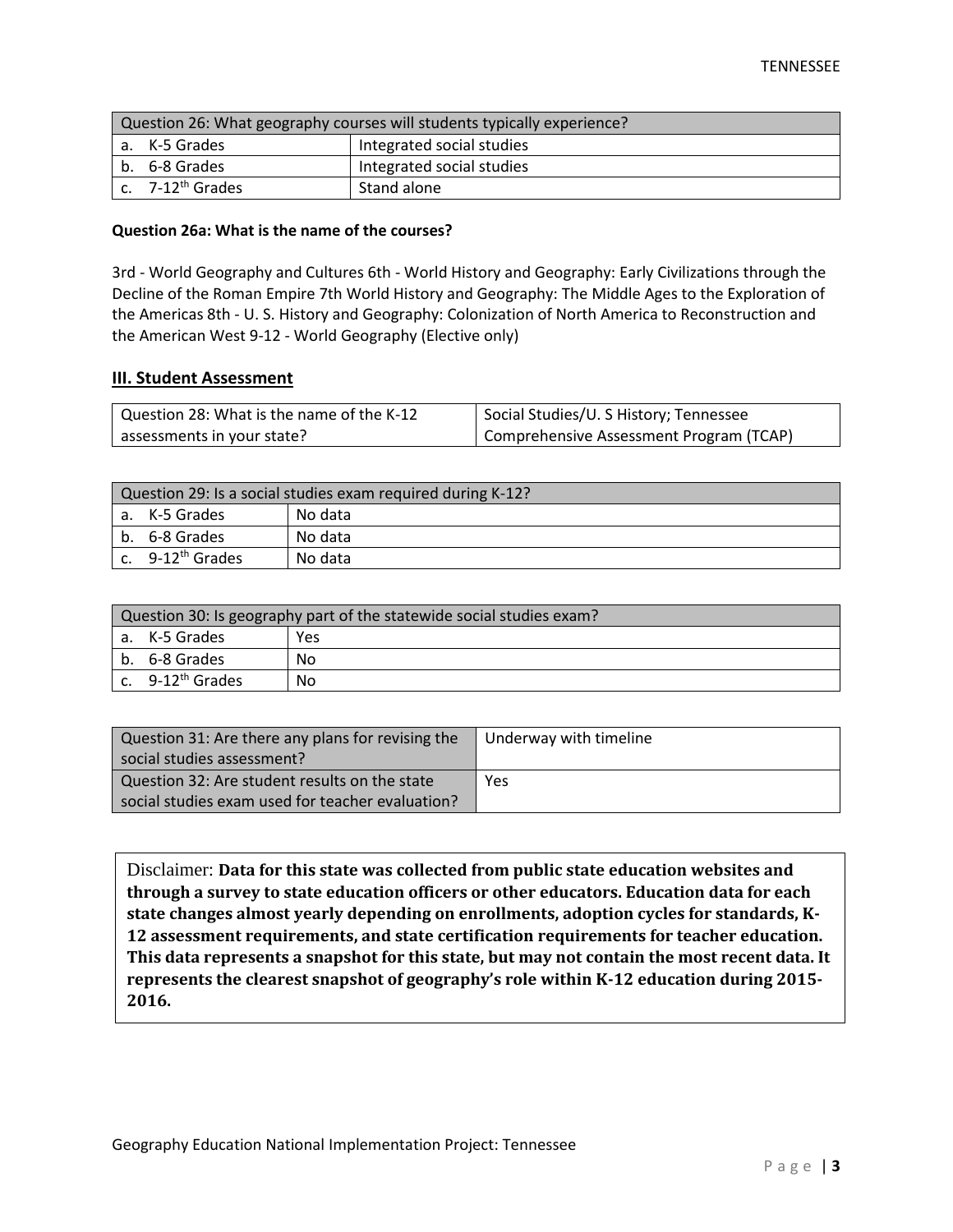| Question 26: What geography courses will students typically experience? | |
|---|---|
| a. K-5 Grades | Integrated social studies |
| b. 6-8 Grades | Integrated social studies |
| c. 7-12$^{th}$ Grades | Stand alone |

**Question 26a: What is the name of the courses?**

3rd - World Geography and Cultures 6th - World History and Geography: Early Civilizations through the Decline of the Roman Empire 7th World History and Geography: The Middle Ages to the Exploration of the Americas 8th - U. S. History and Geography: Colonization of North America to Reconstruction and the American West 9-12 - World Geography (Elective only)

## III. Student Assessment

| | |
|---|---|
| Question 28: What is the name of the K-12 assessments in your state? | Social Studies/U. S History; Tennessee Comprehensive Assessment Program (TCAP) |

| Question 29: Is a social studies exam required during K-12? | |
|---|---|
| a. K-5 Grades | No data |
| b. 6-8 Grades | No data |
| c. 9-12$^{th}$ Grades | No data |

| Question 30: Is geography part of the statewide social studies exam? | |
|---|---|
| a. K-5 Grades | Yes |
| b. 6-8 Grades | No |
| c. 9-12$^{th}$ Grades | No |

| | |
|---|---|
| Question 31: Are there any plans for revising the social studies assessment? | Underway with timeline |
| Question 32: Are student results on the state social studies exam used for teacher evaluation? | Yes |

Disclaimer: **Data for this state was collected from public state education websites and through a survey to state education officers or other educators. Education data for each state changes almost yearly depending on enrollments, adoption cycles for standards, K-12 assessment requirements, and state certification requirements for teacher education. This data represents a snapshot for this state, but may not contain the most recent data. It represents the clearest snapshot of geography's role within K-12 education during 2015-2016.**